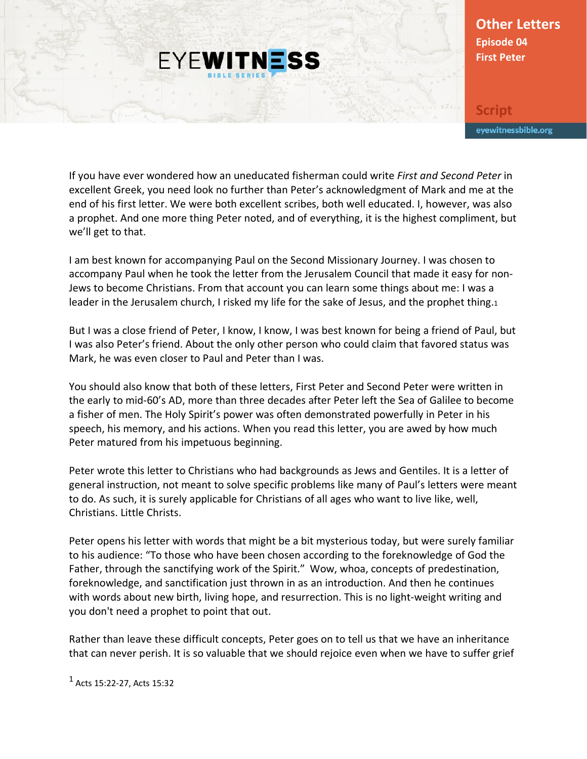# Other Letters

**Episode 04**
**First Peter**

**Script**

If you have ever wondered how an uneducated fisherman could write *First and Second Peter* in excellent Greek, you need look no further than Peter's acknowledgment of Mark and me at the end of his first letter. We were both excellent scribes, both well educated. I, however, was also a prophet. And one more thing Peter noted, and of everything, it is the highest compliment, but we'll get to that.

I am best known for accompanying Paul on the Second Missionary Journey. I was chosen to accompany Paul when he took the letter from the Jerusalem Council that made it easy for non-Jews to become Christians. From that account you can learn some things about me: I was a leader in the Jerusalem church, I risked my life for the sake of Jesus, and the prophet thing.[1]

But I was a close friend of Peter, I know, I know, I was best known for being a friend of Paul, but I was also Peter's friend. About the only other person who could claim that favored status was Mark, he was even closer to Paul and Peter than I was.

You should also know that both of these letters, First Peter and Second Peter were written in the early to mid-60's AD, more than three decades after Peter left the Sea of Galilee to become a fisher of men. The Holy Spirit's power was often demonstrated powerfully in Peter in his speech, his memory, and his actions. When you read this letter, you are awed by how much Peter matured from his impetuous beginning.

Peter wrote this letter to Christians who had backgrounds as Jews and Gentiles. It is a letter of general instruction, not meant to solve specific problems like many of Paul's letters were meant to do. As such, it is surely applicable for Christians of all ages who want to live like, well, Christians. Little Christs.

Peter opens his letter with words that might be a bit mysterious today, but were surely familiar to his audience: "To those who have been chosen according to the foreknowledge of God the Father, through the sanctifying work of the Spirit." Wow, whoa, concepts of predestination, foreknowledge, and sanctification just thrown in as an introduction. And then he continues with words about new birth, living hope, and resurrection. This is no light-weight writing and you don't need a prophet to point that out.

Rather than leave these difficult concepts, Peter goes on to tell us that we have an inheritance that can never perish. It is so valuable that we should rejoice even when we have to suffer grief

[1] Acts 15:22-27, Acts 15:32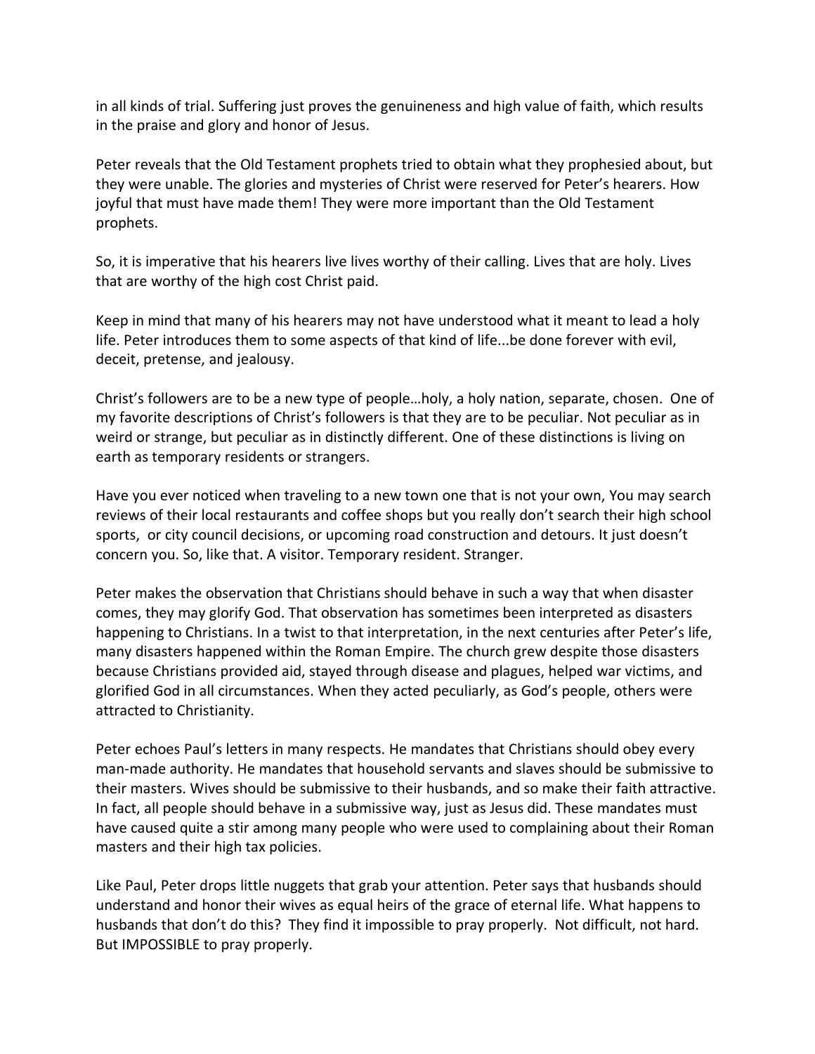in all kinds of trial. Suffering just proves the genuineness and high value of faith, which results in the praise and glory and honor of Jesus.

Peter reveals that the Old Testament prophets tried to obtain what they prophesied about, but they were unable. The glories and mysteries of Christ were reserved for Peter's hearers. How joyful that must have made them! They were more important than the Old Testament prophets.

So, it is imperative that his hearers live lives worthy of their calling. Lives that are holy. Lives that are worthy of the high cost Christ paid.

Keep in mind that many of his hearers may not have understood what it meant to lead a holy life. Peter introduces them to some aspects of that kind of life...be done forever with evil, deceit, pretense, and jealousy.

Christ's followers are to be a new type of people…holy, a holy nation, separate, chosen. One of my favorite descriptions of Christ's followers is that they are to be peculiar. Not peculiar as in weird or strange, but peculiar as in distinctly different. One of these distinctions is living on earth as temporary residents or strangers.

Have you ever noticed when traveling to a new town one that is not your own, You may search reviews of their local restaurants and coffee shops but you really don't search their high school sports, or city council decisions, or upcoming road construction and detours. It just doesn't concern you. So, like that. A visitor. Temporary resident. Stranger.

Peter makes the observation that Christians should behave in such a way that when disaster comes, they may glorify God. That observation has sometimes been interpreted as disasters happening to Christians. In a twist to that interpretation, in the next centuries after Peter's life, many disasters happened within the Roman Empire. The church grew despite those disasters because Christians provided aid, stayed through disease and plagues, helped war victims, and glorified God in all circumstances. When they acted peculiarly, as God's people, others were attracted to Christianity.

Peter echoes Paul's letters in many respects. He mandates that Christians should obey every man-made authority. He mandates that household servants and slaves should be submissive to their masters. Wives should be submissive to their husbands, and so make their faith attractive. In fact, all people should behave in a submissive way, just as Jesus did. These mandates must have caused quite a stir among many people who were used to complaining about their Roman masters and their high tax policies.

Like Paul, Peter drops little nuggets that grab your attention. Peter says that husbands should understand and honor their wives as equal heirs of the grace of eternal life. What happens to husbands that don't do this? They find it impossible to pray properly. Not difficult, not hard. But IMPOSSIBLE to pray properly.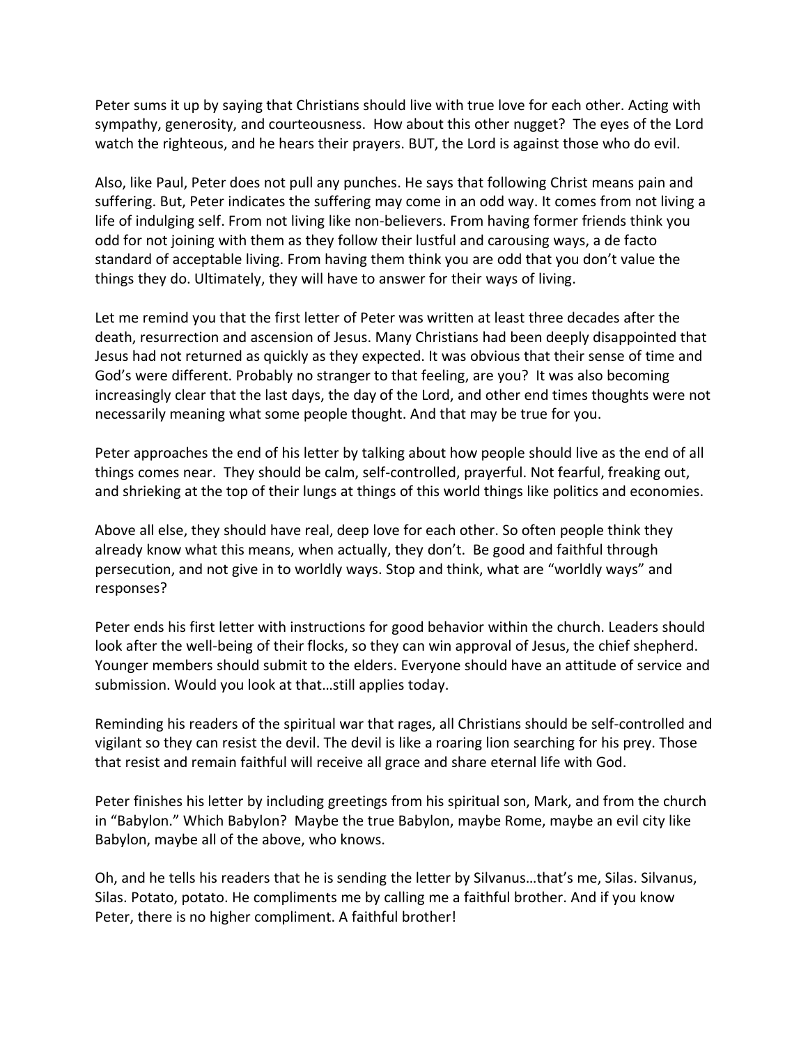Peter sums it up by saying that Christians should live with true love for each other. Acting with sympathy, generosity, and courteousness. How about this other nugget? The eyes of the Lord watch the righteous, and he hears their prayers. BUT, the Lord is against those who do evil.

Also, like Paul, Peter does not pull any punches. He says that following Christ means pain and suffering. But, Peter indicates the suffering may come in an odd way. It comes from not living a life of indulging self. From not living like non-believers. From having former friends think you odd for not joining with them as they follow their lustful and carousing ways, a de facto standard of acceptable living. From having them think you are odd that you don't value the things they do. Ultimately, they will have to answer for their ways of living.

Let me remind you that the first letter of Peter was written at least three decades after the death, resurrection and ascension of Jesus. Many Christians had been deeply disappointed that Jesus had not returned as quickly as they expected. It was obvious that their sense of time and God's were different. Probably no stranger to that feeling, are you? It was also becoming increasingly clear that the last days, the day of the Lord, and other end times thoughts were not necessarily meaning what some people thought. And that may be true for you.

Peter approaches the end of his letter by talking about how people should live as the end of all things comes near. They should be calm, self-controlled, prayerful. Not fearful, freaking out, and shrieking at the top of their lungs at things of this world things like politics and economies.

Above all else, they should have real, deep love for each other. So often people think they already know what this means, when actually, they don't. Be good and faithful through persecution, and not give in to worldly ways. Stop and think, what are "worldly ways" and responses?

Peter ends his first letter with instructions for good behavior within the church. Leaders should look after the well-being of their flocks, so they can win approval of Jesus, the chief shepherd. Younger members should submit to the elders. Everyone should have an attitude of service and submission. Would you look at that…still applies today.

Reminding his readers of the spiritual war that rages, all Christians should be self-controlled and vigilant so they can resist the devil. The devil is like a roaring lion searching for his prey. Those that resist and remain faithful will receive all grace and share eternal life with God.

Peter finishes his letter by including greetings from his spiritual son, Mark, and from the church in "Babylon." Which Babylon? Maybe the true Babylon, maybe Rome, maybe an evil city like Babylon, maybe all of the above, who knows.

Oh, and he tells his readers that he is sending the letter by Silvanus…that's me, Silas. Silvanus, Silas. Potato, potato. He compliments me by calling me a faithful brother. And if you know Peter, there is no higher compliment. A faithful brother!